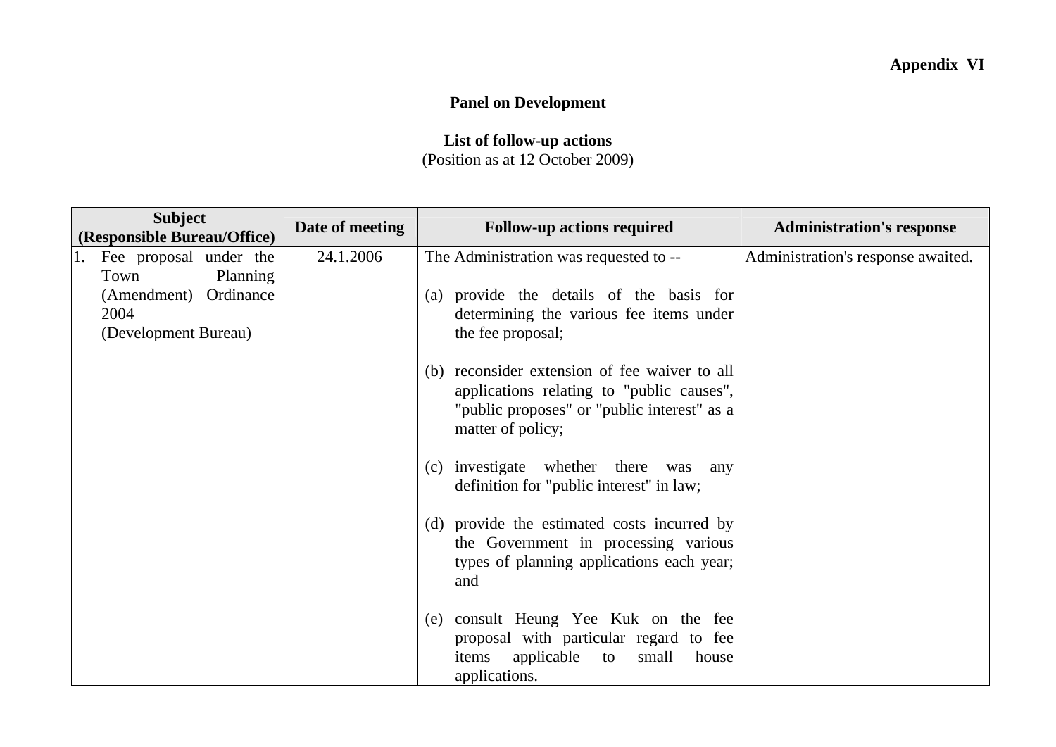**Appendix VI**

**Panel on Development**

**List of follow-up actions**
(Position as at 12 October 2009)

| Subject (Responsible Bureau/Office) | Date of meeting | Follow-up actions required | Administration's response |
|---|---|---|---|
| 1. Fee proposal under the Town Planning (Amendment) Ordinance 2004 (Development Bureau) | 24.1.2006 | The Administration was requested to --<br><br>(a) provide the details of the basis for determining the various fee items under the fee proposal;<br><br>(b) reconsider extension of fee waiver to all applications relating to "public causes", "public proposes" or "public interest" as a matter of policy;<br><br>(c) investigate whether there was any definition for "public interest" in law;<br><br>(d) provide the estimated costs incurred by the Government in processing various types of planning applications each year; and<br><br>(e) consult Heung Yee Kuk on the fee proposal with particular regard to fee items applicable to small house applications. | Administration's response awaited. |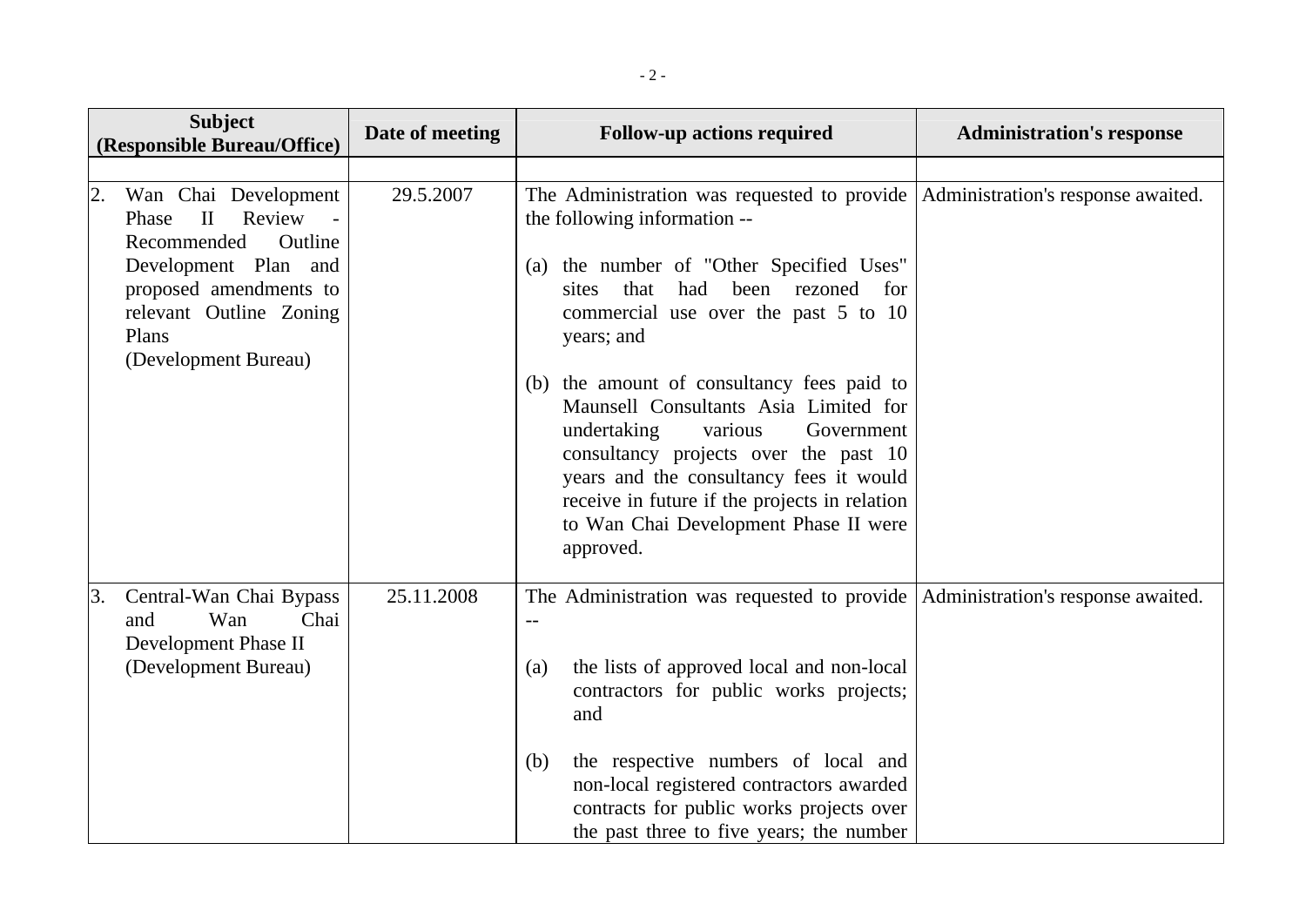| Subject (Responsible Bureau/Office) | Date of meeting | Follow-up actions required | Administration's response |
|---|---|---|---|
| | | | |
| 2. Wan Chai Development Phase II Review - Recommended Outline Development Plan and proposed amendments to relevant Outline Zoning Plans (Development Bureau) | 29.5.2007 | The Administration was requested to provide the following information -- <br><br> (a) the number of "Other Specified Uses" sites that had been rezoned for commercial use over the past 5 to 10 years; and <br><br> (b) the amount of consultancy fees paid to Maunsell Consultants Asia Limited for undertaking various Government consultancy projects over the past 10 years and the consultancy fees it would receive in future if the projects in relation to Wan Chai Development Phase II were approved. | Administration's response awaited. |
| 3. Central-Wan Chai Bypass and Wan Chai Development Phase II (Development Bureau) | 25.11.2008 | The Administration was requested to provide -- <br><br> (a) the lists of approved local and non-local contractors for public works projects; and <br><br> (b) the respective numbers of local and non-local registered contractors awarded contracts for public works projects over the past three to five years; the number | Administration's response awaited. |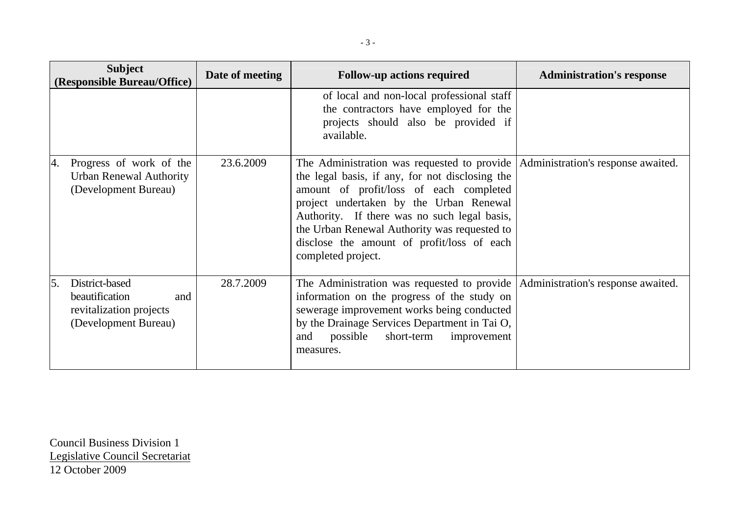| Subject (Responsible Bureau/Office) | Date of meeting | Follow-up actions required | Administration's response |
|---|---|---|---|
| | | of local and non-local professional staff the contractors have employed for the projects should also be provided if available. | |
| 4. Progress of work of the Urban Renewal Authority (Development Bureau) | 23.6.2009 | The Administration was requested to provide the legal basis, if any, for not disclosing the amount of profit/loss of each completed project undertaken by the Urban Renewal Authority. If there was no such legal basis, the Urban Renewal Authority was requested to disclose the amount of profit/loss of each completed project. | Administration's response awaited. |
| 5. District-based beautification and revitalization projects (Development Bureau) | 28.7.2009 | The Administration was requested to provide information on the progress of the study on sewerage improvement works being conducted by the Drainage Services Department in Tai O, and possible short-term improvement measures. | Administration's response awaited. |

Council Business Division 1
Legislative Council Secretariat
12 October 2009